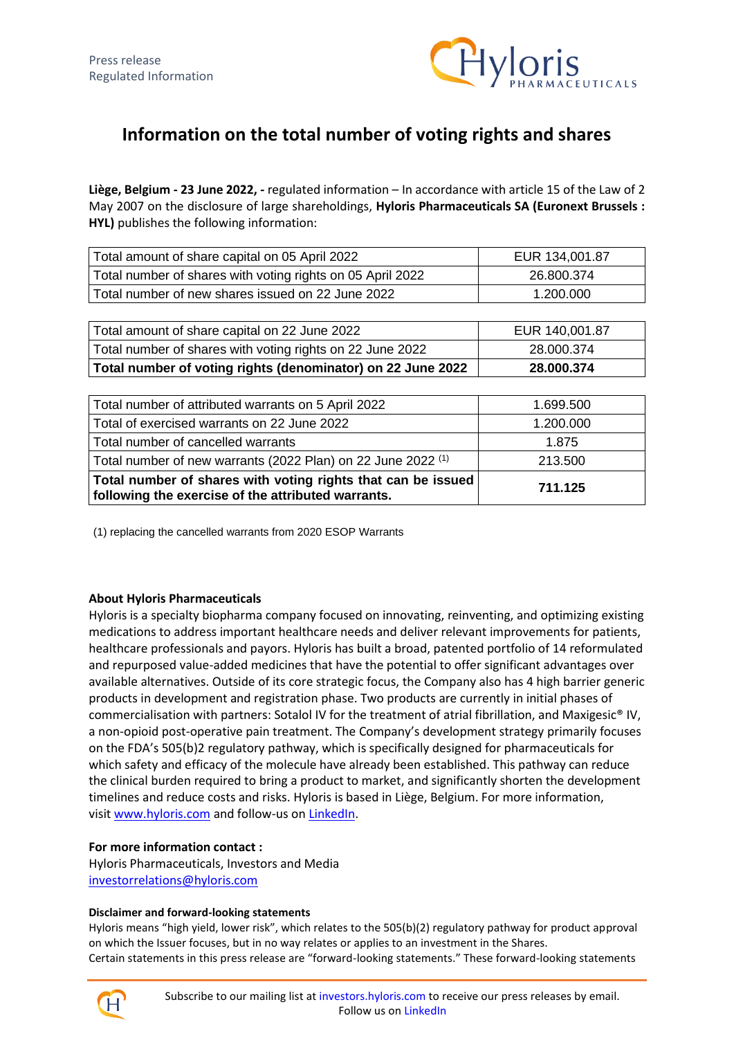Press release
Regulated Information

# Information on the total number of voting rights and shares

**Liège, Belgium - 23 June 2022, -** regulated information – In accordance with article 15 of the Law of 2 May 2007 on the disclosure of large shareholdings, **Hyloris Pharmaceuticals SA (Euronext Brussels : HYL)** publishes the following information:

| | |
|---|---|
| Total amount of share capital on 05 April 2022 | EUR 134,001.87 |
| Total number of shares with voting rights on 05 April 2022 | 26.800.374 |
| Total number of new shares issued on 22 June 2022 | 1.200.000 |

| | |
|---|---|
| Total amount of share capital on 22 June 2022 | EUR 140,001.87 |
| Total number of shares with voting rights on 22 June 2022 | 28.000.374 |
| **Total number of voting rights (denominator) on 22 June 2022** | **28.000.374** |

| | |
|---|---|
| Total number of attributed warrants on 5 April 2022 | 1.699.500 |
| Total of exercised warrants on 22 June 2022 | 1.200.000 |
| Total number of cancelled warrants | 1.875 |
| Total number of new warrants (2022 Plan) on 22 June 2022 (1) | 213.500 |
| **Total number of shares with voting rights that can be issued following the exercise of the attributed warrants.** | **711.125** |

(1) replacing the cancelled warrants from 2020 ESOP Warrants

**About Hyloris Pharmaceuticals**

Hyloris is a specialty biopharma company focused on innovating, reinventing, and optimizing existing medications to address important healthcare needs and deliver relevant improvements for patients, healthcare professionals and payors. Hyloris has built a broad, patented portfolio of 14 reformulated and repurposed value-added medicines that have the potential to offer significant advantages over available alternatives. Outside of its core strategic focus, the Company also has 4 high barrier generic products in development and registration phase. Two products are currently in initial phases of commercialisation with partners: Sotalol IV for the treatment of atrial fibrillation, and Maxigesic® IV, a non-opioid post-operative pain treatment. The Company's development strategy primarily focuses on the FDA's 505(b)2 regulatory pathway, which is specifically designed for pharmaceuticals for which safety and efficacy of the molecule have already been established. This pathway can reduce the clinical burden required to bring a product to market, and significantly shorten the development timelines and reduce costs and risks. Hyloris is based in Liège, Belgium. For more information, visit [www.hyloris.com](www.hyloris.com) and follow-us on [LinkedIn](LinkedIn).

**For more information contact :**
Hyloris Pharmaceuticals, Investors and Media
investorrelations@hyloris.com

**Disclaimer and forward-looking statements**

Hyloris means "high yield, lower risk", which relates to the 505(b)(2) regulatory pathway for product approval on which the Issuer focuses, but in no way relates or applies to an investment in the Shares.
Certain statements in this press release are "forward-looking statements." These forward-looking statements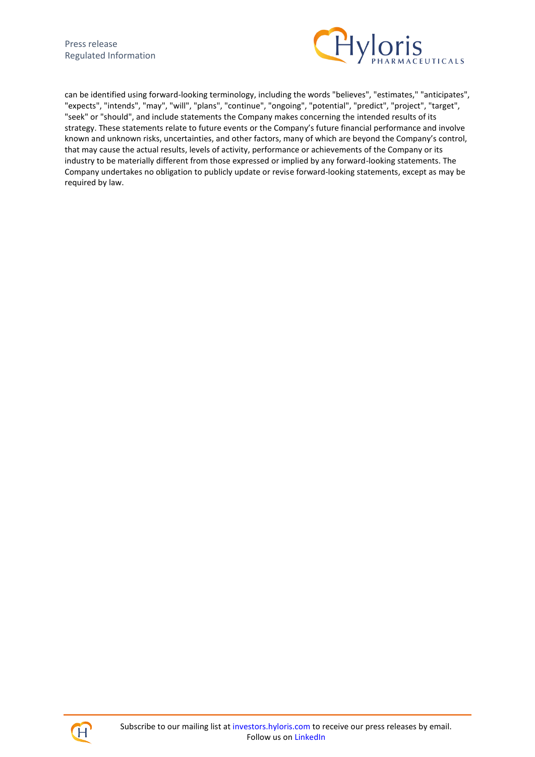can be identified using forward-looking terminology, including the words "believes", "estimates," "anticipates", "expects", "intends", "may", "will", "plans", "continue", "ongoing", "potential", "predict", "project", "target", "seek" or "should", and include statements the Company makes concerning the intended results of its strategy. These statements relate to future events or the Company's future financial performance and involve known and unknown risks, uncertainties, and other factors, many of which are beyond the Company's control, that may cause the actual results, levels of activity, performance or achievements of the Company or its industry to be materially different from those expressed or implied by any forward-looking statements. The Company undertakes no obligation to publicly update or revise forward-looking statements, except as may be required by law.